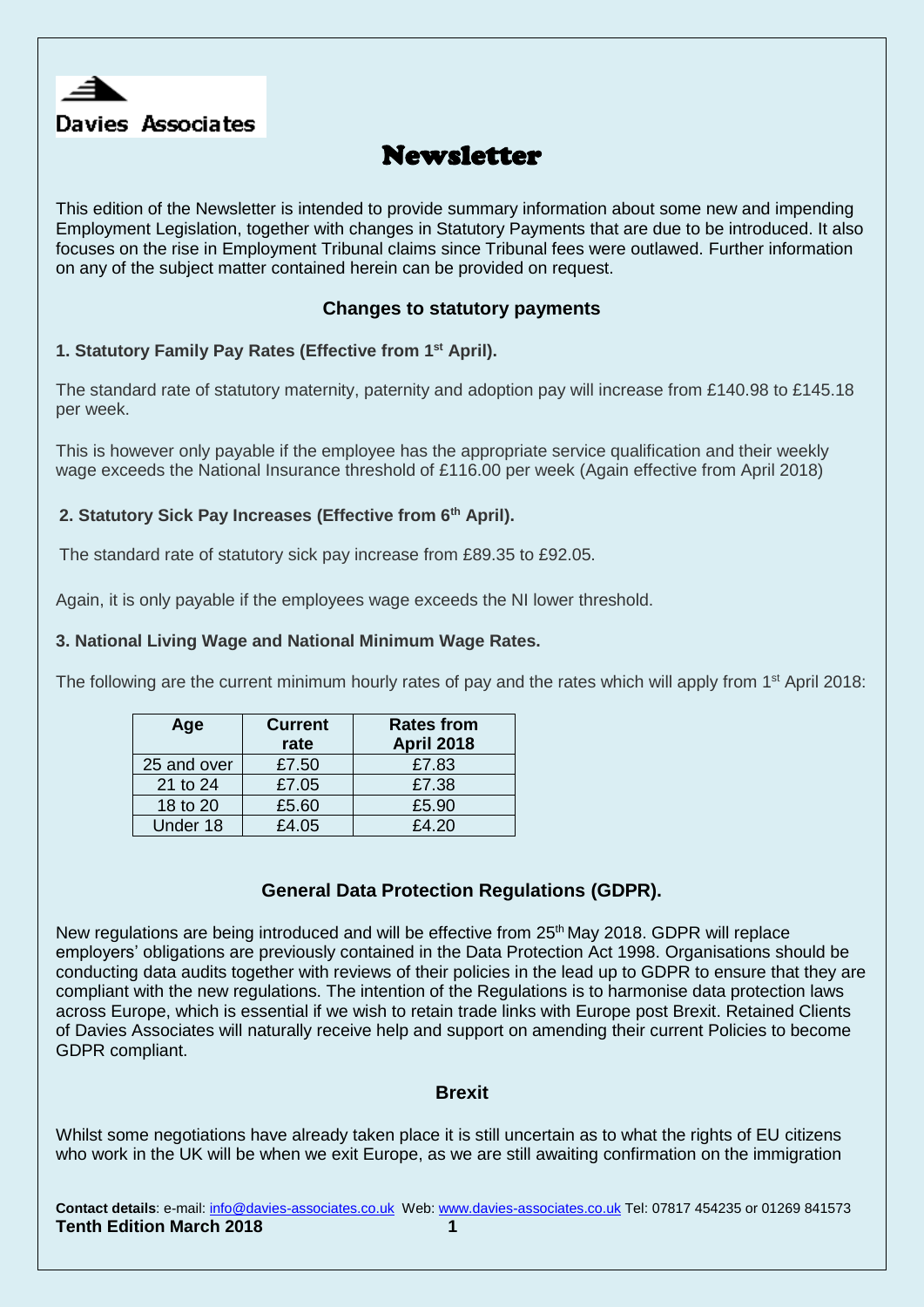Davies Associates

# Newsletter

This edition of the Newsletter is intended to provide summary information about some new and impending Employment Legislation, together with changes in Statutory Payments that are due to be introduced. It also focuses on the rise in Employment Tribunal claims since Tribunal fees were outlawed. Further information on any of the subject matter contained herein can be provided on request.

## Changes to statutory payments

**1. Statutory Family Pay Rates (Effective from 1st April).**

The standard rate of statutory maternity, paternity and adoption pay will increase from £140.98 to £145.18 per week.

This is however only payable if the employee has the appropriate service qualification and their weekly wage exceeds the National Insurance threshold of £116.00 per week (Again effective from April 2018)

**2. Statutory Sick Pay Increases (Effective from 6th April).**

The standard rate of statutory sick pay increase from £89.35 to £92.05.

Again, it is only payable if the employees wage exceeds the NI lower threshold.

**3. National Living Wage and National Minimum Wage Rates.**

The following are the current minimum hourly rates of pay and the rates which will apply from 1st April 2018:

| Age | Current rate | Rates from April 2018 |
|---|---|---|
| 25 and over | £7.50 | £7.83 |
| 21 to 24 | £7.05 | £7.38 |
| 18 to 20 | £5.60 | £5.90 |
| Under 18 | £4.05 | £4.20 |

## General Data Protection Regulations (GDPR).

New regulations are being introduced and will be effective from 25th May 2018. GDPR will replace employers' obligations are previously contained in the Data Protection Act 1998. Organisations should be conducting data audits together with reviews of their policies in the lead up to GDPR to ensure that they are compliant with the new regulations. The intention of the Regulations is to harmonise data protection laws across Europe, which is essential if we wish to retain trade links with Europe post Brexit. Retained Clients of Davies Associates will naturally receive help and support on amending their current Policies to become GDPR compliant.

## Brexit

Whilst some negotiations have already taken place it is still uncertain as to what the rights of EU citizens who work in the UK will be when we exit Europe, as we are still awaiting confirmation on the immigration

**Contact details**: e-mail: info@davies-associates.co.uk Web: www.davies-associates.co.uk Tel: 07817 454235 or 01269 841573

**Tenth Edition March 2018**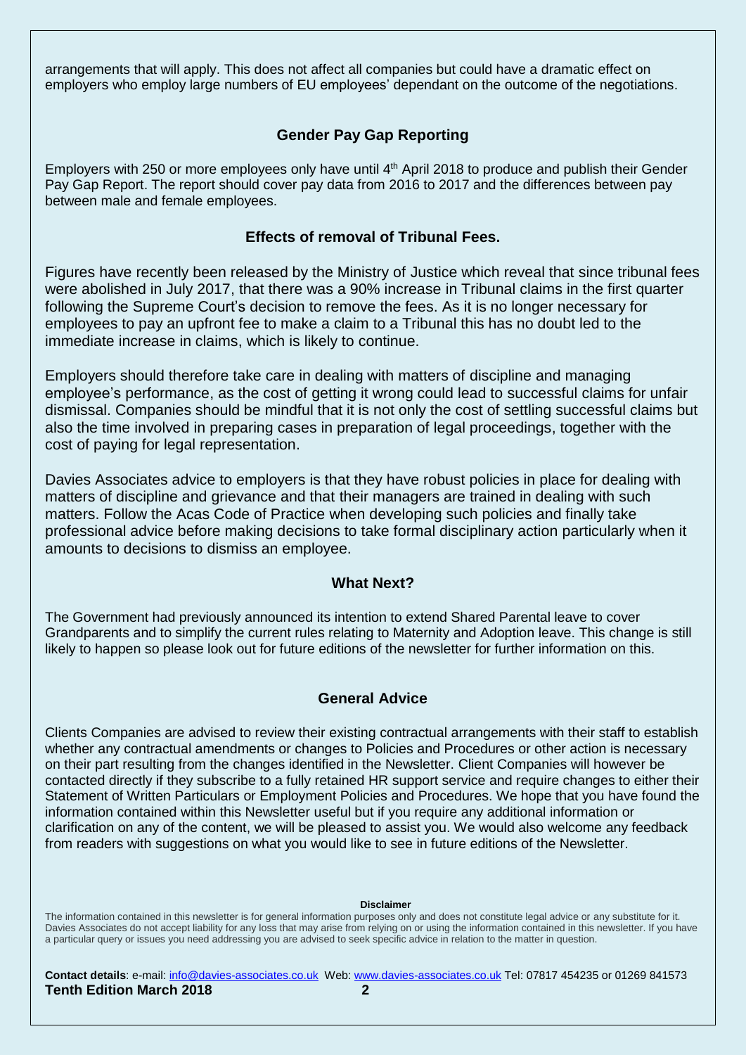arrangements that will apply. This does not affect all companies but could have a dramatic effect on employers who employ large numbers of EU employees' dependant on the outcome of the negotiations.

## Gender Pay Gap Reporting

Employers with 250 or more employees only have until 4th April 2018 to produce and publish their Gender Pay Gap Report. The report should cover pay data from 2016 to 2017 and the differences between pay between male and female employees.

## Effects of removal of Tribunal Fees.

Figures have recently been released by the Ministry of Justice which reveal that since tribunal fees were abolished in July 2017, that there was a 90% increase in Tribunal claims in the first quarter following the Supreme Court's decision to remove the fees. As it is no longer necessary for employees to pay an upfront fee to make a claim to a Tribunal this has no doubt led to the immediate increase in claims, which is likely to continue.

Employers should therefore take care in dealing with matters of discipline and managing employee's performance, as the cost of getting it wrong could lead to successful claims for unfair dismissal. Companies should be mindful that it is not only the cost of settling successful claims but also the time involved in preparing cases in preparation of legal proceedings, together with the cost of paying for legal representation.

Davies Associates advice to employers is that they have robust policies in place for dealing with matters of discipline and grievance and that their managers are trained in dealing with such matters. Follow the Acas Code of Practice when developing such policies and finally take professional advice before making decisions to take formal disciplinary action particularly when it amounts to decisions to dismiss an employee.

## What Next?

The Government had previously announced its intention to extend Shared Parental leave to cover Grandparents and to simplify the current rules relating to Maternity and Adoption leave. This change is still likely to happen so please look out for future editions of the newsletter for further information on this.

## General Advice

Clients Companies are advised to review their existing contractual arrangements with their staff to establish whether any contractual amendments or changes to Policies and Procedures or other action is necessary on their part resulting from the changes identified in the Newsletter. Client Companies will however be contacted directly if they subscribe to a fully retained HR support service and require changes to either their Statement of Written Particulars or Employment Policies and Procedures. We hope that you have found the information contained within this Newsletter useful but if you require any additional information or clarification on any of the content, we will be pleased to assist you. We would also welcome any feedback from readers with suggestions on what you would like to see in future editions of the Newsletter.

**Disclaimer**

The information contained in this newsletter is for general information purposes only and does not constitute legal advice or any substitute for it. Davies Associates do not accept liability for any loss that may arise from relying on or using the information contained in this newsletter. If you have a particular query or issues you need addressing you are advised to seek specific advice in relation to the matter in question.

**Contact details**: e-mail: info@davies-associates.co.uk Web: www.davies-associates.co.uk Tel: 07817 454235 or 01269 841573

**Tenth Edition March 2018**